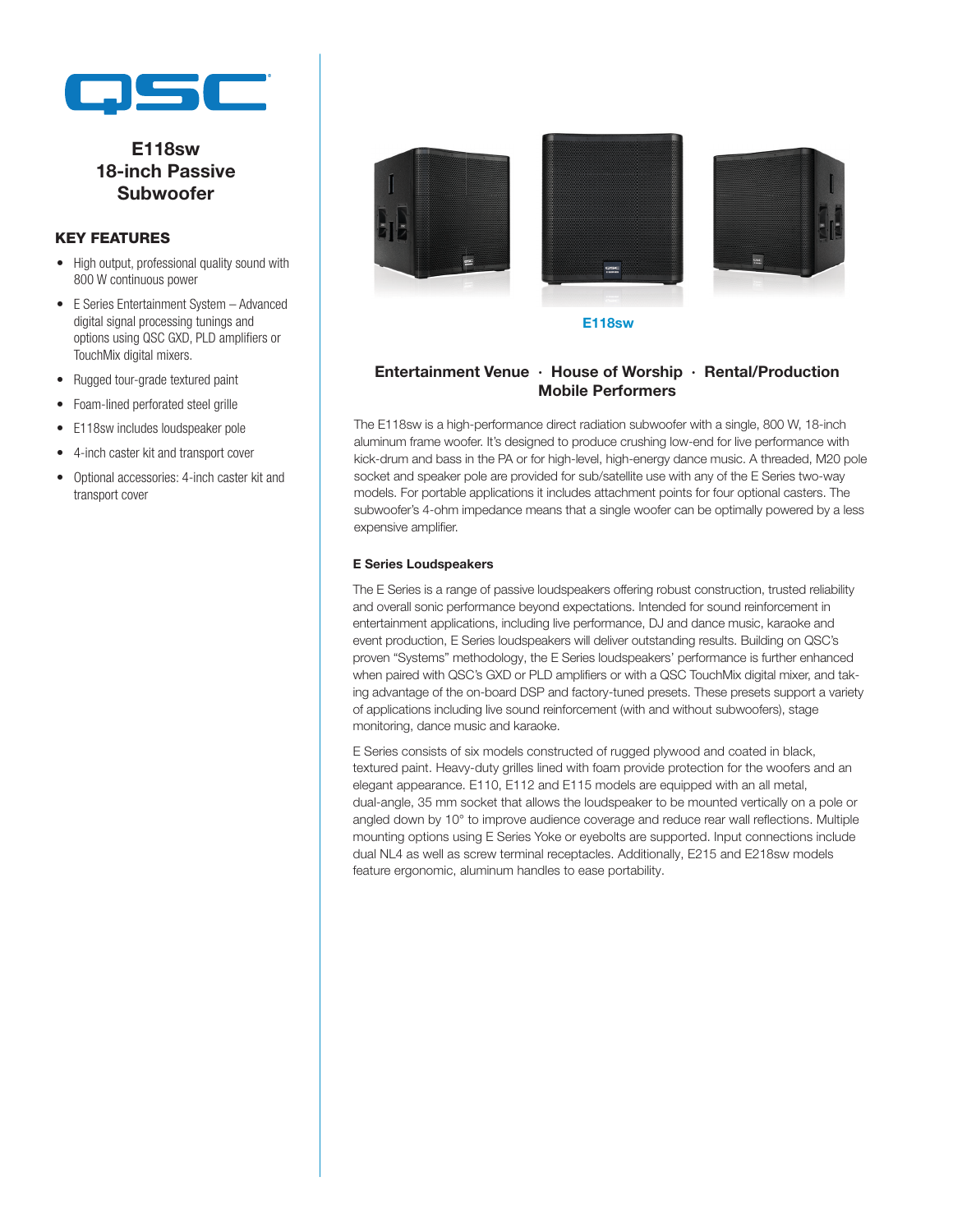QSC

# E118sw 18-inch Passive Subwoofer

## KEY FEATURES

- High output, professional quality sound with 800 W continuous power
- E Series Entertainment System – Advanced digital signal processing tunings and options using QSC GXD, PLD amplifiers or TouchMix digital mixers.
- Rugged tour-grade textured paint
- Foam-lined perforated steel grille
- E118sw includes loudspeaker pole
- 4-inch caster kit and transport cover
- Optional accessories: 4-inch caster kit and transport cover

E118sw

**Entertainment Venue · House of Worship · Rental/Production Mobile Performers**

The E118sw is a high-performance direct radiation subwoofer with a single, 800 W, 18-inch aluminum frame woofer. It's designed to produce crushing low-end for live performance with kick-drum and bass in the PA or for high-level, high-energy dance music. A threaded, M20 pole socket and speaker pole are provided for sub/satellite use with any of the E Series two-way models. For portable applications it includes attachment points for four optional casters. The subwoofer's 4-ohm impedance means that a single woofer can be optimally powered by a less expensive amplifier.

### E Series Loudspeakers

The E Series is a range of passive loudspeakers offering robust construction, trusted reliability and overall sonic performance beyond expectations. Intended for sound reinforcement in entertainment applications, including live performance, DJ and dance music, karaoke and event production, E Series loudspeakers will deliver outstanding results. Building on QSC's proven "Systems" methodology, the E Series loudspeakers' performance is further enhanced when paired with QSC's GXD or PLD amplifiers or with a QSC TouchMix digital mixer, and taking advantage of the on-board DSP and factory-tuned presets. These presets support a variety of applications including live sound reinforcement (with and without subwoofers), stage monitoring, dance music and karaoke.

E Series consists of six models constructed of rugged plywood and coated in black, textured paint. Heavy-duty grilles lined with foam provide protection for the woofers and an elegant appearance. E110, E112 and E115 models are equipped with an all metal, dual-angle, 35 mm socket that allows the loudspeaker to be mounted vertically on a pole or angled down by 10° to improve audience coverage and reduce rear wall reflections. Multiple mounting options using E Series Yoke or eyebolts are supported. Input connections include dual NL4 as well as screw terminal receptacles. Additionally, E215 and E218sw models feature ergonomic, aluminum handles to ease portability.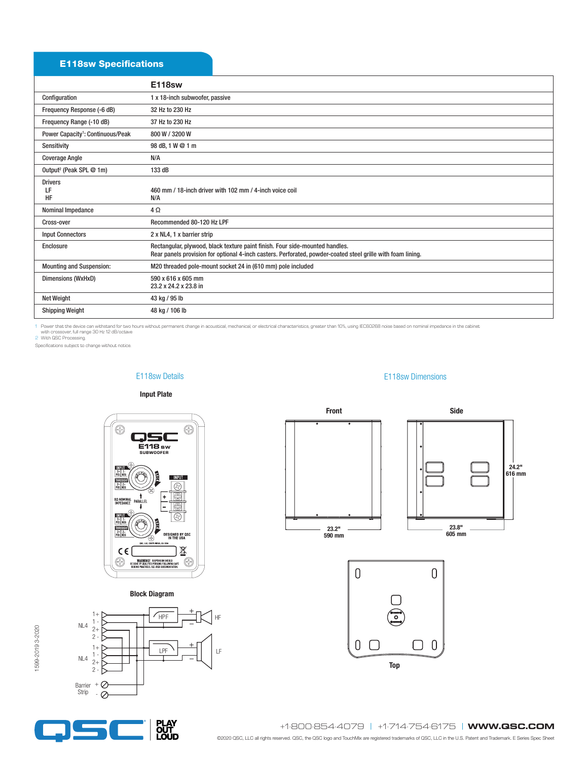## E118sw Specifications

| | E118sw |
|---|---|
| Configuration | 1 x 18-inch subwoofer, passive |
| Frequency Response (-6 dB) | 32 Hz to 230 Hz |
| Frequency Range (-10 dB) | 37 Hz to 230 Hz |
| Power Capacity[1]: Continuous/Peak | 800 W / 3200 W |
| Sensitivity | 98 dB, 1 W @ 1 m |
| Coverage Angle | N/A |
| Output[2] (Peak SPL @ 1m) | 133 dB |
| Drivers<br>LF<br>HF | <br>460 mm / 18-inch driver with 102 mm / 4-inch voice coil<br>N/A |
| Nominal Impedance | 4 Ω |
| Cross-over | Recommended 80-120 Hz LPF |
| Input Connectors | 2 x NL4, 1 x barrier strip |
| Enclosure | Rectangular, plywood, black texture paint finish. Four side-mounted handles.<br>Rear panels provision for optional 4-inch casters. Perforated, powder-coated steel grille with foam lining. |
| Mounting and Suspension: | M20 threaded pole-mount socket 24 in (610 mm) pole included |
| Dimensions (WxHxD) | 590 x 616 x 605 mm<br>23.2 x 24.2 x 23.8 in |
| Net Weight | 43 kg / 95 lb |
| Shipping Weight | 48 kg / 106 lb |

1 Power that the device can withstand for two hours without permanent change in acoustical, mechanical, or electrical characteristics, greater than 10%, using IEC60268 noise based on nominal impedance in the cabinet with crossover, full range 30 Hz 12 dB/octave

2 With QSC Processing.

Specifications subject to change without notice.

### E118sw Details

**Input Plate**

QSC
E118 sw
SUBWOOFER

INPUT 1+ 1- POS NEG
THROUGH 2+ 2- POS NEG
8Ω NOMINAL IMPEDANCE
PARALLEL
INPUT
+
-
DESIGNED BY QSC IN THE USA
QSC, LLC. COSTA MESA, CA, USA
WARNING! SUSPENSION SHOULD BE DONE BY QUALIFIED PERSONS FOLLOWING SAFE RIGGING PRACTICES. SEE USER DOCUMENTATION.

**Block Diagram**

NL4 1+ 1- 2+ 2-
NL4 1+ 1- 2+ 2-
Barrier Strip + -
HPF
LPF
HF
LF

### E118sw Dimensions

**Front**

23.2"
590 mm

**Side**

24.2"
616 mm

23.8"
605 mm

**Top**

1599-20193-2020

+1-800-854-4079 | +1-714-754-6175 | WWW.QSC.COM

©2020 QSC, LLC all rights reserved. QSC, the QSC logo and TouchMix are registered trademarks of QSC, LLC in the U.S. Patent and Trademark. E Series Spec Sheet